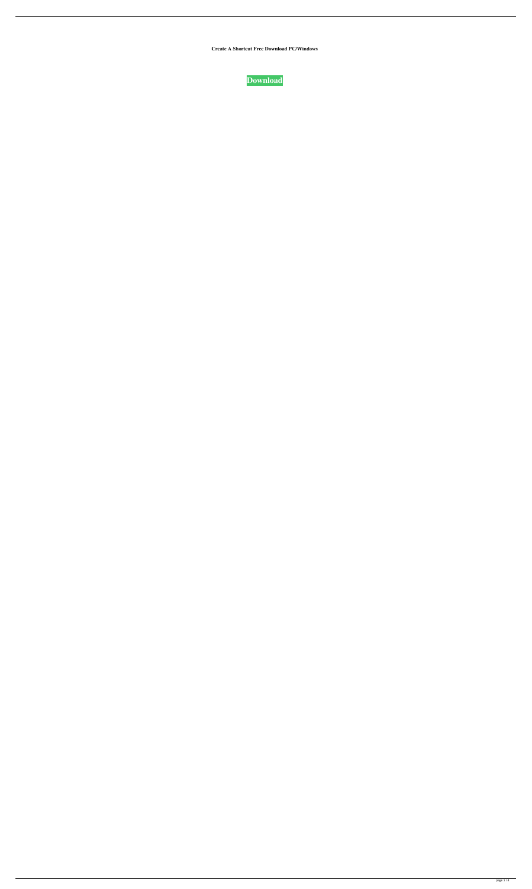**Create A Shortcut Free Download PC/Windows**

**Download**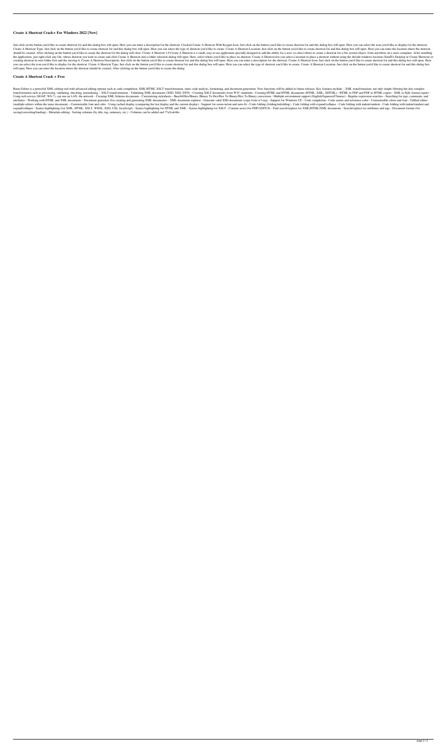## Create A Shortcut Crack+ For Windows 2022 [New]

Just click on the button you'd like to create shortcut for and this dialog box will open. Here you can enter a description for the shortcut. Cracked Create A Shortcut With Keygen Icon: Just click on the button you'd like to create shortcut for and this dialog box will open. Here you can select the icon you'd like to display for the shortcut. Create A Shortcut Type: Just click on the button you'd like to create shortcut for and this dialog box will open. Here you can select the type of shortcut you'd like to create. Create A Shortcut Location: Just click on the button you'd like to create shortcut for and this dialog box will open. Here you can enter the location where the shortcut should be created. After clicking on the button you'd like to create the shortcut for the dialog will close. Create A Shortcut 1.0 Create A Shortcut is a small, easy to use application specially designed to add the ability for a user, to select where to create a shortcut for a file system object, from anywhere on a users computer. After installing the application, just right-click any file, whose shortcut you want to create and click Create A Shortcut and a folder selection dialog will open. Here, select where you'd like to place its shortcut. Create A Shortcut lets you select a location to place a shortcut without using the default windows location (SendTo Desktop or Create Shortcut) or creating shortcut in own folder first and the moving it. Create A Shortcut Description: Just click on the button you'd like to create shortcut for and this dialog box will open. Here you can enter a description for the shortcut. Create A Shortcut Icon: Just click on the button you'd like to create shortcut for and this dialog box will open. Here you can select the icon you'd like to display for the shortcut. Create A Shortcut Type: Just click on the button you'd like to create shortcut for and this dialog box will open. Here you can select the type of shortcut you'd like to create. Create A Shortcut Location: Just click on the button you'd like to create shortcut for and this dialog box will open. Here you can enter the location where the shortcut should be created. After clicking on the button you'd like to create the dialog

## Create A Shortcut Crack + Free

Rinzo Editor is a powerful XML editing tool with advanced editing options such as code completion, XML/HTML XSLT transformation, static code analysis, formatting, and document generation. New functions will be added in future releases. Key features include: - XML transformation, not only simple filtering but also complex transformation such as processing, validating, checking, normalizing. - XSLT transformation - Validating XML documents (XSD, XSD. DTD) - Creating XSLT documents from W3C standards - Creating HTML and HTML documents (HTML, XML, XHTML) - HTML to PDF and PDF to HTML export - XML to SQL format export - Using web service (SOAP, WS-*), can run on LAN, the network - Creating XML Schema documents - Customizing stylesheets - Base64/Hex/Binary /Binary To Hex/Hex To Binary/Hex To Binary conversion - Multiple environment support (English/Japanese/Chinese) - Regular expression searches - Searching for tags, comments, and attributes - Working with HTML and XML documents - Document generator (for creating and generating XML documents) - XML document explorer - Generate valid XSD documents (copy from w3.org) - Support for Windows CE - Code completion - Code syntax and reference color - Customizable colors and font - Tabbed editor (multiple editors within the same document) - Customizable font and color - Using cached display (comparing the last display and the current display) - Support for zoom-in/out and auto-fit - Code folding (folding/unfolding) - Code folding with expand/collapse - Code folding with indent/outdent - Code folding with indent/outdent and expand/collapse - Syntax highlighting (for XML, HTML, XSLT, WSDL, XSD, CSS, JavaScript) - Syntax highlighting for HTML and XML - Syntax highlighting for XSLT - Content assist (for PHP/ASP/C#) - Find search/replace for XML/HTML/XML documents - Search/replace for attributes and tags - Document format (for saving/converting/loading) - Metadata editing - Sorting columns (by title, tag, summary, etc.) - Columns can be added and 77a5ca646e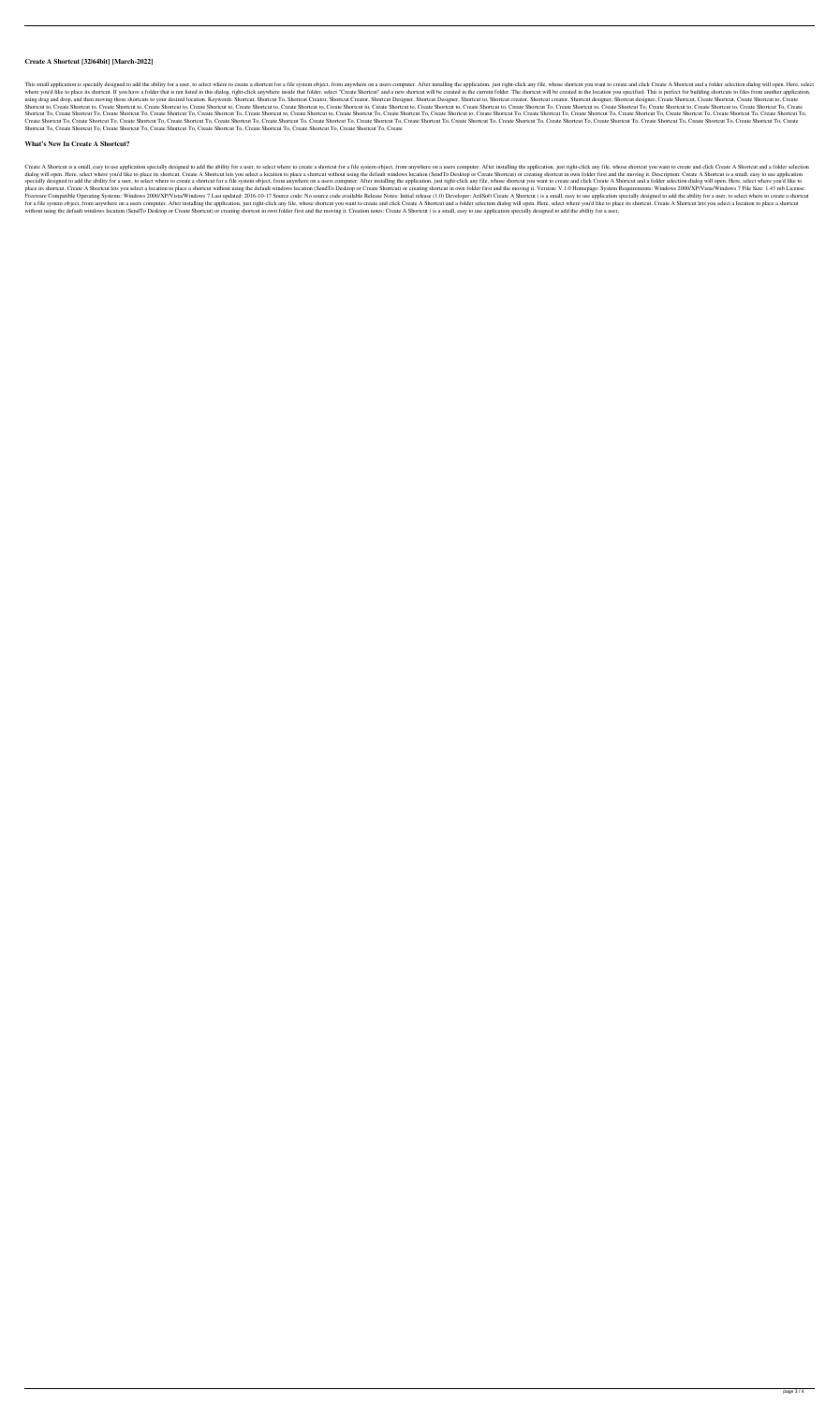## Create A Shortcut [32|64bit] [March-2022]

This small application is specially designed to add the ability for a user, to select where to create a shortcut for a file system object, from anywhere on a users computer. After installing the application, just right-click any file, whose shortcut you want to create and click Create A Shortcut and a folder selection dialog will open. Here, select where you'd like to place its shortcut. If you have a folder that is not listed in this dialog, right-click anywhere inside that folder, select "Create Shortcut" and a new shortcut will be created in the current folder. The shortcut will be created in the location you specified. This is perfect for building shortcuts to files from another application, using drag and drop, and then moving those shortcuts to your desired location. Keywords: Shortcut, Shortcut To, Shortcut Creator, Shortcut Creator, Shortcut Designer, Shortcut Designer, Shortcut to, Shortcut creator, Shortcut creator, Shortcut designer, Shortcut designer, Create Shortcut, Create Shortcut, Create Shortcut, Create Shortcut to, Create Shortcut to, Create Shortcut to, Create Shortcut to, Create Shortcut to, Create Shortcut to, Create Shortcut to, Create Shortcut to, Create Shortcut to, Create Shortcut to, Create Shortcut to, Create Shortcut to, Create Shortcut To, Create Shortcut to, Create Shortcut To, Create Shortcut to, Create Shortcut to, Create Shortcut To, Create Shortcut To, Create Shortcut To, Create Shortcut To, Create Shortcut To, Create Shortcut To, Create Shortcut To, Create Shortcut to, Create Shortcut to, Create Shortcut to, Create Shortcut To, Create Shortcut To, Create Shortcut To, Create Shortcut to, Create Shortcut To, Create Shortcut To, Create Shortcut To, Create Shortcut To, Create Shortcut To, Create Shortcut To, Create Shortcut To, Create Shortcut To, Create Shortcut To, Create Shortcut To, Create Shortcut To, Create Shortcut To, Create Shortcut To, Create Shortcut To, Create Shortcut To, Create Shortcut To, Create Shortcut To, Create Shortcut To, Create Shortcut To, Create Shortcut To, Create Shortcut To, Create Shortcut To, Create Shortcut To, Create Shortcut To, Create Shortcut To, Create Shortcut To, Create Shortcut To, Create Shortcut To, Create Shortcut To, Create Shortcut To, Create Shortcut To, Create Shortcut To, Create Shortcut To, Create Shortcut To, Create Shortcut To, Create Shortcut To, Create Shortcut To, Create Shortcut To, Create

## What's New In Create A Shortcut?

Create A Shortcut is a small, easy to use application specially designed to add the ability for a user, to select where to create a shortcut for a file system object, from anywhere on a users computer. After installing the application, just right-click any file, whose shortcut you want to create and click Create A Shortcut and a folder selection dialog will open. Here, select where you'd like to place its shortcut. Create A Shortcut lets you select a location to place a shortcut without using the default windows location (SendTo Desktop or Create Shortcut) or creating shortcut in own folder first and the moving it. Description: Create A Shortcut is a small, easy to use application specially designed to add the ability for a user, to select where to create a shortcut for a file system object, from anywhere on a users computer. After installing the application, just right-click any file, whose shortcut you want to create and click Create A Shortcut and a folder selection dialog will open. Here, select where you'd like to place its shortcut. Create A Shortcut lets you select a location to place a shortcut without using the default windows location (SendTo Desktop or Create Shortcut) or creating shortcut in own folder first and the moving it. Version: V.1.0 Homepage: System Requirements: Windows 2000/XP/Vista/Windows 7 File Size: 1.45 mb License: Freeware Compatible Operating Systems: Windows 2000/XP/Vista/Windows 7 Last updated: 2016-10-17 Source code: No source code available Release Notes: Initial release (1.0) Developer: AnlSoft Create A Shortcut ( is a small, easy to use application specially designed to add the ability for a user, to select where to create a shortcut for a file system object, from anywhere on a users computer. After installing the application, just right-click any file, whose shortcut you want to create and click Create A Shortcut and a folder selection dialog will open. Here, select where you'd like to place its shortcut. Create A Shortcut lets you select a location to place a shortcut without using the default windows location (SendTo Desktop or Create Shortcut) or creating shortcut in own folder first and the moving it. Creation notes: Create A Shortcut ( is a small, easy to use application specially designed to add the ability for a user,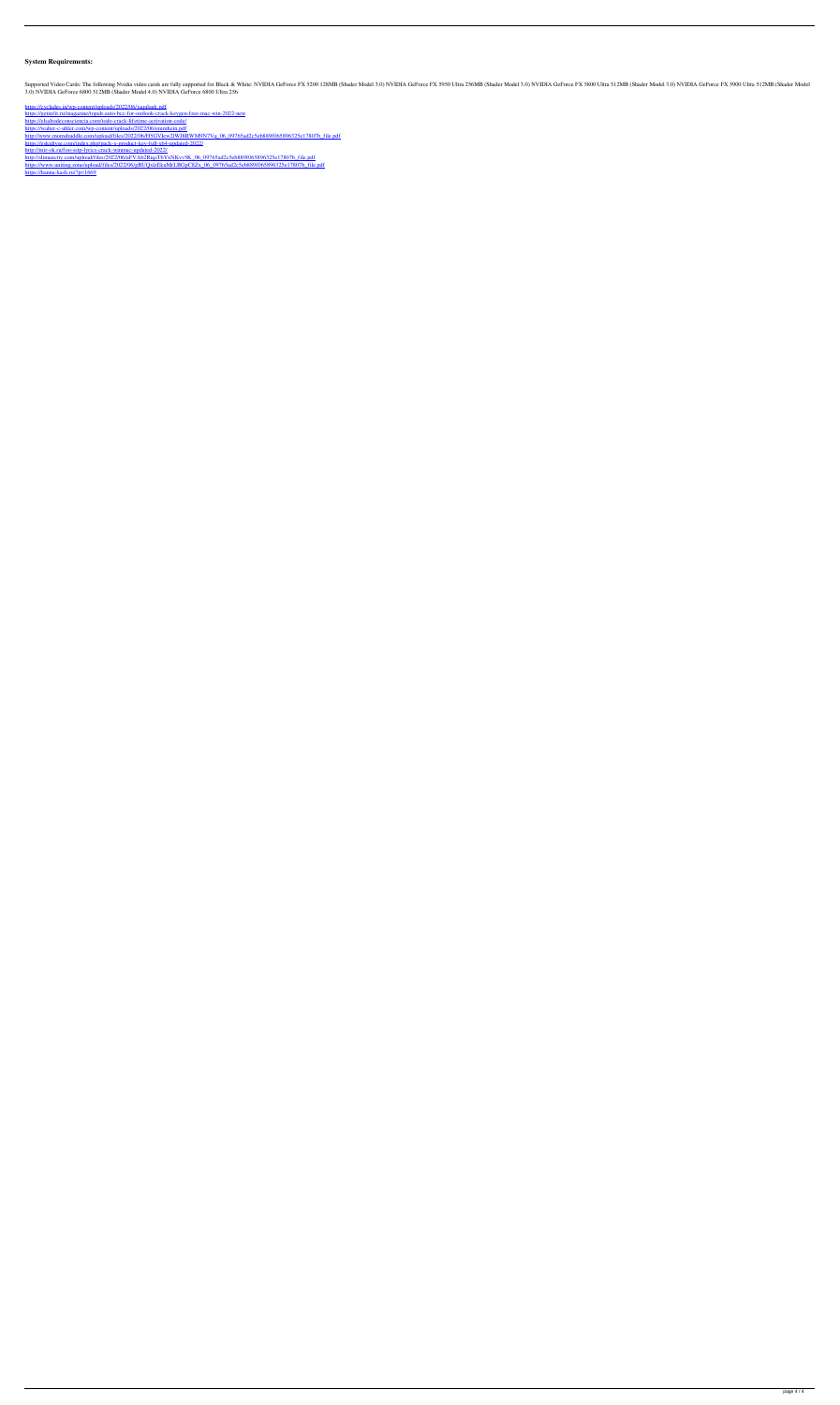**System Requirements:**

Supported Video Cards: The following Nvidia video cards are fully supported for Black & White: NVIDIA GeForce FX 5200 128MB (Shader Model 3.0) NVIDIA GeForce FX 5950 Ultra 256MB (Shader Model 3.0) NVIDIA GeForce FX 5800 Ultra 512MB (Shader Model 3.0) NVIDIA GeForce FX 5900 Ultra 512MB (Shader Model 3.0) NVIDIA GeForce 6800 512MB (Shader Model 4.0) NVIDIA GeForce 6800 Ultra 256

https://cycloneispinmop.com/wp-content/uploads/2022/06/jaqubak.pdf
https://grimfit.ru/magazine/topali-auto-bcc-for-outlook-crack-keygen-free-mac-win-2022-new
https://elsalvadorconsciencia.com/todo-crack-lifetime-activation-code/
https://walter-c-uhler.com/wp-content/uploads/2022/06/emmhein.pdf
http://www.momshuddle.com/upload/files/2022/06/HGVkrw2IWJHRWM9N7Vq_06_09765ad2c5eb8890365896325e17807b_file.pdf
https://zakadiconsultant.com/index.php/pack-x-product-key-full-x64-updated-2022/
http://mir-ok.ru/foo-uzp-lyrics-crack-winmac-updated-2022/
http://dimaucity.com/upload/files/2022/06/uFVAh2RiqsT5YsNKcvSK_06_09765ad2c5eb8890365896325e17807b_file.pdf
https://www.unitng.zone/upload/files/2022/06/dBUQvleIEkshMrLBGpCEZs_06_09765ad2c5eb8890365896325e17807b_file.pdf
https://hanna-kash.ru/?p=1669